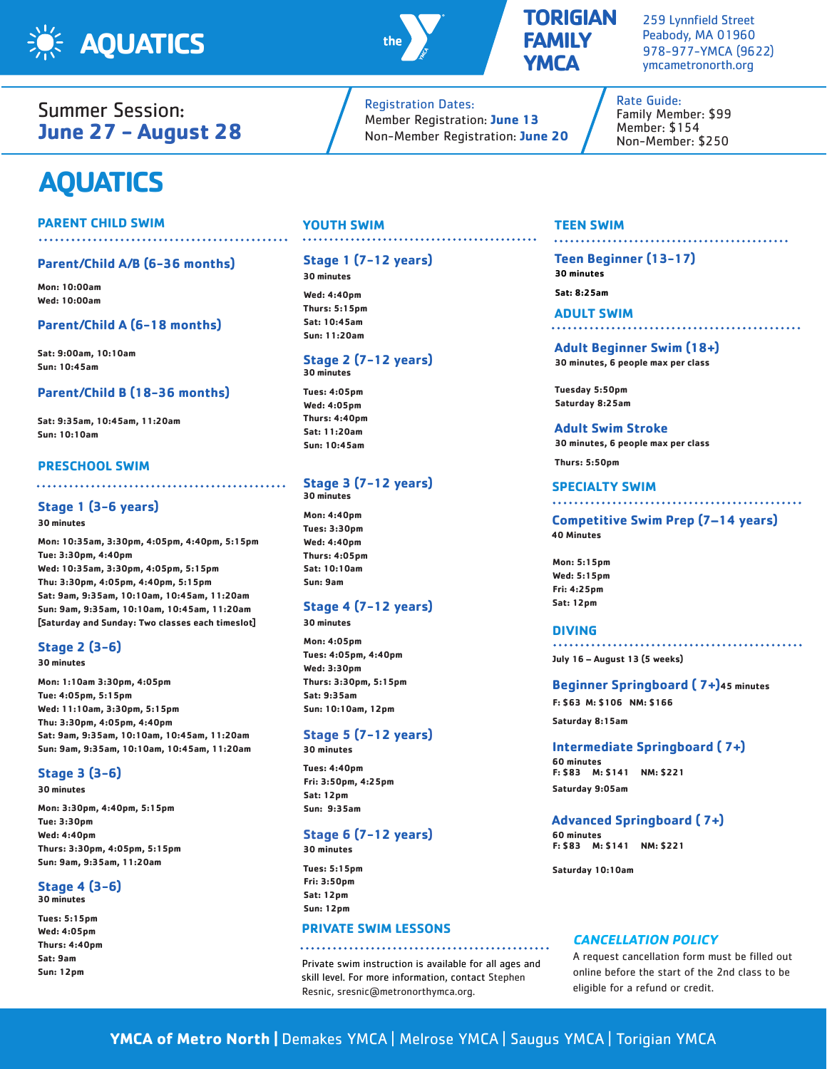# AQUATICS

**TORIGIAN FAMILY YMCA**

259 Lynnfield Street
Peabody, MA 01960
978-977-YMCA (9622)
ymcametronorth.org

Summer Session:
**June 27 – August 28**

Registration Dates:
Member Registration: **June 13**
Non-Member Registration: **June 20**

Rate Guide:
Family Member: $99
Member: $154
Non-Member: $250

# AQUATICS

## PARENT CHILD SWIM

### Parent/Child A/B (6-36 months)

**Mon: 10:00am**
**Wed: 10:00am**

### Parent/Child A (6-18 months)

**Sat: 9:00am, 10:10am**
**Sun: 10:45am**

### Parent/Child B (18-36 months)

**Sat: 9:35am, 10:45am, 11:20am**
**Sun: 10:10am**

## PRESCHOOL SWIM

### Stage 1 (3-6 years)

**30 minutes**

**Mon: 10:35am, 3:30pm, 4:05pm, 4:40pm, 5:15pm**
**Tue: 3:30pm, 4:40pm**
**Wed: 10:35am, 3:30pm, 4:05pm, 5:15pm**
**Thu: 3:30pm, 4:05pm, 4:40pm, 5:15pm**
**Sat: 9am, 9:35am, 10:10am, 10:45am, 11:20am**
**Sun: 9am, 9:35am, 10:10am, 10:45am, 11:20am**
**[Saturday and Sunday: Two classes each timeslot]**

### Stage 2 (3-6)

**30 minutes**

**Mon: 1:10am 3:30pm, 4:05pm**
**Tue: 4:05pm, 5:15pm**
**Wed: 11:10am, 3:30pm, 5:15pm**
**Thu: 3:30pm, 4:05pm, 4:40pm**
**Sat: 9am, 9:35am, 10:10am, 10:45am, 11:20am**
**Sun: 9am, 9:35am, 10:10am, 10:45am, 11:20am**

### Stage 3 (3-6)

**30 minutes**

**Mon: 3:30pm, 4:40pm, 5:15pm**
**Tue: 3:30pm**
**Wed: 4:40pm**
**Thurs: 3:30pm, 4:05pm, 5:15pm**
**Sun: 9am, 9:35am, 11:20am**

### Stage 4 (3-6)

**30 minutes**

**Tues: 5:15pm**
**Wed: 4:05pm**
**Thurs: 4:40pm**
**Sat: 9am**
**Sun: 12pm**

## YOUTH SWIM

### Stage 1 (7-12 years)

**30 minutes**

**Wed: 4:40pm**
**Thurs: 5:15pm**
**Sat: 10:45am**
**Sun: 11:20am**

### Stage 2 (7-12 years)

**30 minutes**

**Tues: 4:05pm**
**Wed: 4:05pm**
**Thurs: 4:40pm**
**Sat: 11:20am**
**Sun: 10:45am**

### Stage 3 (7-12 years)

**30 minutes**

**Mon: 4:40pm**
**Tues: 3:30pm**
**Wed: 4:40pm**
**Thurs: 4:05pm**
**Sat: 10:10am**
**Sun: 9am**

### Stage 4 (7-12 years)

**30 minutes**

**Mon: 4:05pm**
**Tues: 4:05pm, 4:40pm**
**Wed: 3:30pm**
**Thurs: 3:30pm, 5:15pm**
**Sat: 9:35am**
**Sun: 10:10am, 12pm**

### Stage 5 (7-12 years)

**30 minutes**

**Tues: 4:40pm**
**Fri: 3:50pm, 4:25pm**
**Sat: 12pm**
**Sun: 9:35am**

### Stage 6 (7-12 years)

**30 minutes**

**Tues: 5:15pm**
**Fri: 3:50pm**
**Sat: 12pm**
**Sun: 12pm**

## PRIVATE SWIM LESSONS

Private swim instruction is available for all ages and skill level. For more information, contact Stephen Resnic, sresnic@metronorthymca.org.

## TEEN SWIM

### Teen Beginner (13-17)

**30 minutes**

**Sat: 8:25am**

## ADULT SWIM

### Adult Beginner Swim (18+)

**30 minutes, 6 people max per class**

**Tuesday 5:50pm**
**Saturday 8:25am**

### Adult Swim Stroke

**30 minutes, 6 people max per class**

**Thurs: 5:50pm**

## SPECIALTY SWIM

### Competitive Swim Prep (7–14 years)

**40 Minutes**

**Mon: 5:15pm**
**Wed: 5:15pm**
**Fri: 4:25pm**
**Sat: 12pm**

## DIVING

**July 16 – August 13 (5 weeks)**

### Beginner Springboard ( 7+) 45 minutes

**F: $63 M: $106 NM: $166**

**Saturday 8:15am**

### Intermediate Springboard ( 7+)

**60 minutes**
**F: $83 M: $141 NM: $221**

**Saturday 9:05am**

### Advanced Springboard ( 7+)

**60 minutes**
**F: $83 M: $141 NM: $221**

**Saturday 10:10am**

## *CANCELLATION POLICY*

A request cancellation form must be filled out online before the start of the 2nd class to be eligible for a refund or credit.

**YMCA of Metro North** | Demakes YMCA | Melrose YMCA | Saugus YMCA | Torigian YMCA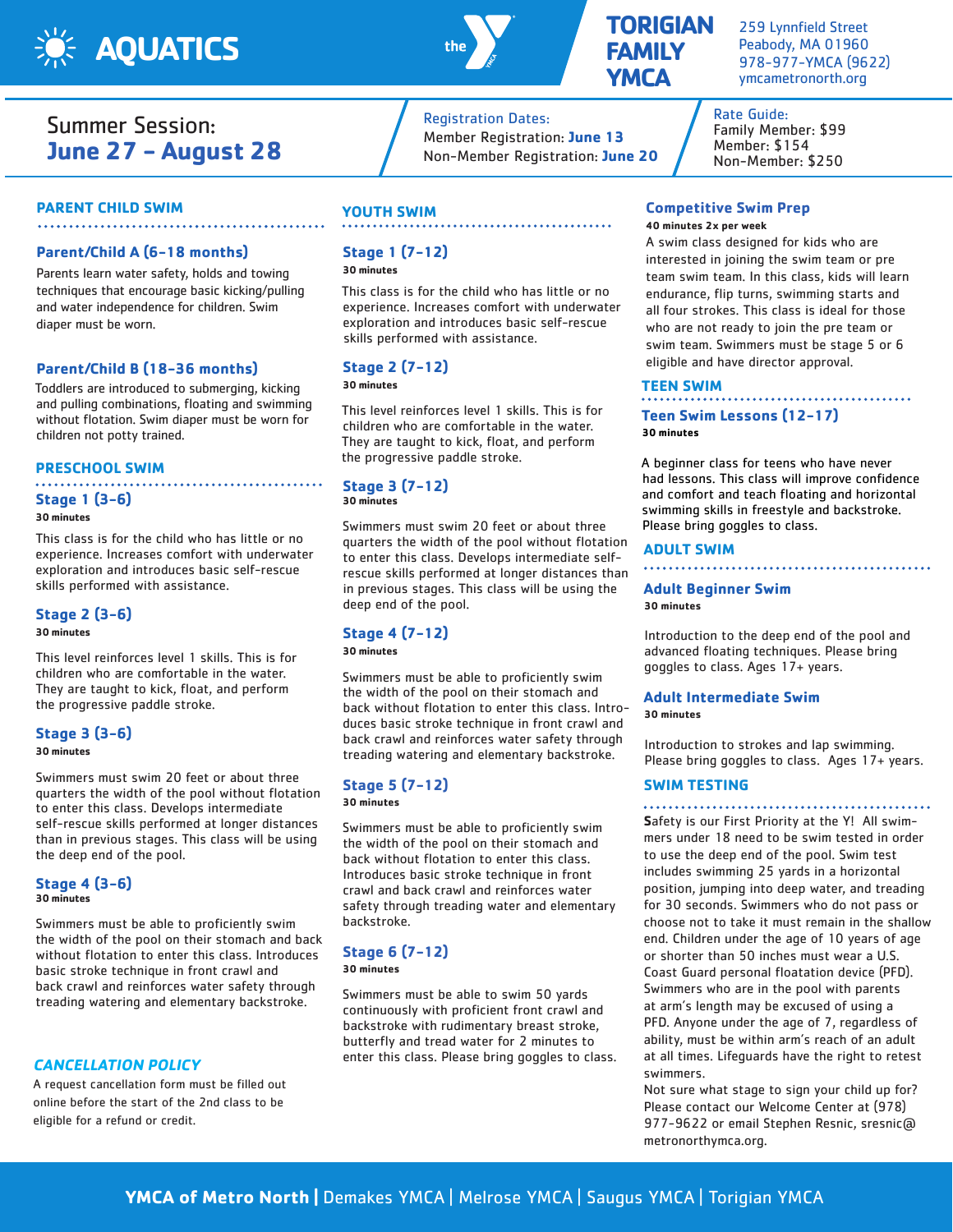# AQUATICS

**TORIGIAN FAMILY YMCA**

259 Lynnfield Street
Peabody, MA 01960
978-977-YMCA (9622)
ymcametronorth.org

## Summer Session: **June 27 – August 28**

Registration Dates:
Member Registration: **June 13**
Non-Member Registration: **June 20**

Rate Guide:
Family Member: $99
Member: $154
Non-Member: $250

## PARENT CHILD SWIM

### Parent/Child A (6-18 months)

Parents learn water safety, holds and towing techniques that encourage basic kicking/pulling and water independence for children. Swim diaper must be worn.

### Parent/Child B (18-36 months)

Toddlers are introduced to submerging, kicking and pulling combinations, floating and swimming without flotation. Swim diaper must be worn for children not potty trained.

## PRESCHOOL SWIM

### Stage 1 (3-6)

**30 minutes**

This class is for the child who has little or no experience. Increases comfort with underwater exploration and introduces basic self-rescue skills performed with assistance.

### Stage 2 (3-6)

**30 minutes**

This level reinforces level 1 skills. This is for children who are comfortable in the water. They are taught to kick, float, and perform the progressive paddle stroke.

### Stage 3 (3-6)

**30 minutes**

Swimmers must swim 20 feet or about three quarters the width of the pool without flotation to enter this class. Develops intermediate self-rescue skills performed at longer distances than in previous stages. This class will be using the deep end of the pool.

### Stage 4 (3-6)

**30 minutes**

Swimmers must be able to proficiently swim the width of the pool on their stomach and back without flotation to enter this class. Introduces basic stroke technique in front crawl and back crawl and reinforces water safety through treading watering and elementary backstroke.

## *CANCELLATION POLICY*

A request cancellation form must be filled out online before the start of the 2nd class to be eligible for a refund or credit.

## YOUTH SWIM

### Stage 1 (7-12)

**30 minutes**

This class is for the child who has little or no experience. Increases comfort with underwater exploration and introduces basic self-rescue skills performed with assistance.

### Stage 2 (7-12)

**30 minutes**

This level reinforces level 1 skills. This is for children who are comfortable in the water. They are taught to kick, float, and perform the progressive paddle stroke.

### Stage 3 (7-12)

**30 minutes**

Swimmers must swim 20 feet or about three quarters the width of the pool without flotation to enter this class. Develops intermediate self-rescue skills performed at longer distances than in previous stages. This class will be using the deep end of the pool.

### Stage 4 (7-12)

**30 minutes**

Swimmers must be able to proficiently swim the width of the pool on their stomach and back without flotation to enter this class. Introduces basic stroke technique in front crawl and back crawl and reinforces water safety through treading watering and elementary backstroke.

### Stage 5 (7-12)

**30 minutes**

Swimmers must be able to proficiently swim the width of the pool on their stomach and back without flotation to enter this class. Introduces basic stroke technique in front crawl and back crawl and reinforces water safety through treading water and elementary backstroke.

### Stage 6 (7-12)

**30 minutes**

Swimmers must be able to swim 50 yards continuously with proficient front crawl and backstroke with rudimentary breast stroke, butterfly and tread water for 2 minutes to enter this class. Please bring goggles to class.

### Competitive Swim Prep

**40 minutes 2x per week**

A swim class designed for kids who are interested in joining the swim team or pre team swim team. In this class, kids will learn endurance, flip turns, swimming starts and all four strokes. This class is ideal for those who are not ready to join the pre team or swim team. Swimmers must be stage 5 or 6 eligible and have director approval.

## TEEN SWIM

### Teen Swim Lessons (12-17)

**30 minutes**

A beginner class for teens who have never had lessons. This class will improve confidence and comfort and teach floating and horizontal swimming skills in freestyle and backstroke. Please bring goggles to class.

## ADULT SWIM

### Adult Beginner Swim

**30 minutes**

Introduction to the deep end of the pool and advanced floating techniques. Please bring goggles to class. Ages 17+ years.

### Adult Intermediate Swim

**30 minutes**

Introduction to strokes and lap swimming. Please bring goggles to class. Ages 17+ years.

## SWIM TESTING

**S**afety is our First Priority at the Y! All swimmers under 18 need to be swim tested in order to use the deep end of the pool. Swim test includes swimming 25 yards in a horizontal position, jumping into deep water, and treading for 30 seconds. Swimmers who do not pass or choose not to take it must remain in the shallow end. Children under the age of 10 years of age or shorter than 50 inches must wear a U.S. Coast Guard personal floatation device (PFD). Swimmers who are in the pool with parents at arm's length may be excused of using a PFD. Anyone under the age of 7, regardless of ability, must be within arm's reach of an adult at all times. Lifeguards have the right to retest swimmers.

Not sure what stage to sign your child up for? Please contact our Welcome Center at (978) 977-9622 or email Stephen Resnic, sresnic@metronorthymca.org.

**YMCA of Metro North** | Demakes YMCA | Melrose YMCA | Saugus YMCA | Torigian YMCA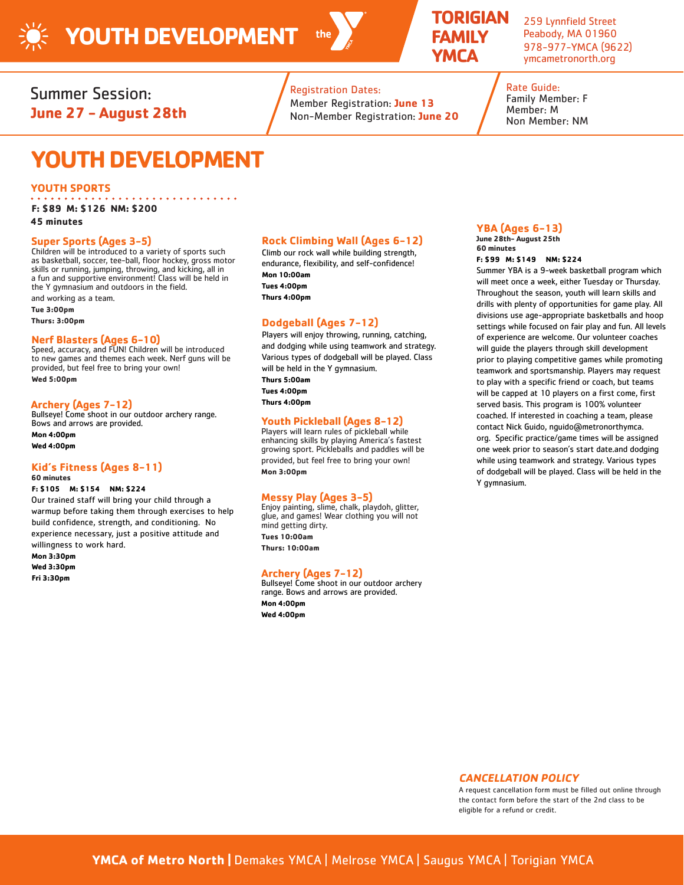# YOUTH DEVELOPMENT

**TORIGIAN FAMILY YMCA**

259 Lynnfield Street
Peabody, MA 01960
978-977-YMCA (9622)
ymcametronorth.org

Summer Session: **June 27 – August 28th**

Registration Dates:
Member Registration: **June 13**
Non-Member Registration: **June 20**

Rate Guide:
Family Member: F
Member: M
Non Member: NM

# YOUTH DEVELOPMENT

## YOUTH SPORTS

**F: $89 M: $126 NM: $200**
**45 minutes**

### Super Sports (Ages 3-5)

Children will be introduced to a variety of sports such as basketball, soccer, tee-ball, floor hockey, gross motor skills or running, jumping, throwing, and kicking, all in a fun and supportive environment! Class will be held in the Y gymnasium and outdoors in the field.
and working as a team.

**Tue 3:00pm**
**Thurs: 3:00pm**

### Nerf Blasters (Ages 6-10)

Speed, accuracy, and FUN! Children will be introduced to new games and themes each week. Nerf guns will be provided, but feel free to bring your own!

**Wed 5:00pm**

### Archery (Ages 7-12)

Bullseye! Come shoot in our outdoor archery range. Bows and arrows are provided.

**Mon 4:00pm**
**Wed 4:00pm**

### Kid's Fitness (Ages 8-11)

**60 minutes**
**F: $105 M: $154 NM: $224**

Our trained staff will bring your child through a warmup before taking them through exercises to help build confidence, strength, and conditioning. No experience necessary, just a positive attitude and willingness to work hard.

**Mon 3:30pm**
**Wed 3:30pm**
**Fri 3:30pm**

### Rock Climbing Wall (Ages 6-12)

Climb our rock wall while building strength, endurance, flexibility, and self-confidence!

**Mon 10:00am**
**Tues 4:00pm**
**Thurs 4:00pm**

### Dodgeball (Ages 7-12)

Players will enjoy throwing, running, catching, and dodging while using teamwork and strategy. Various types of dodgeball will be played. Class will be held in the Y gymnasium.

**Thurs 5:00am**
**Tues 4:00pm**
**Thurs 4:00pm**

### Youth Pickleball (Ages 8-12)

Players will learn rules of pickleball while enhancing skills by playing America's fastest growing sport. Pickleballs and paddles will be provided, but feel free to bring your own!

**Mon 3:00pm**

### Messy Play (Ages 3-5)

Enjoy painting, slime, chalk, playdoh, glitter, glue, and games! Wear clothing you will not mind getting dirty.

**Tues 10:00am**
**Thurs: 10:00am**

### Archery (Ages 7-12)

Bullseye! Come shoot in our outdoor archery range. Bows and arrows are provided.

**Mon 4:00pm**
**Wed 4:00pm**

### YBA (Ages 6-13)

**June 28th- August 25th**
**60 minutes**
**F: $99 M: $149 NM: $224**

Summer YBA is a 9-week basketball program which will meet once a week, either Tuesday or Thursday. Throughout the season, youth will learn skills and drills with plenty of opportunities for game play. All divisions use age-appropriate basketballs and hoop settings while focused on fair play and fun. All levels of experience are welcome. Our volunteer coaches will guide the players through skill development prior to playing competitive games while promoting teamwork and sportsmanship. Players may request to play with a specific friend or coach, but teams will be capped at 10 players on a first come, first served basis. This program is 100% volunteer coached. If interested in coaching a team, please contact Nick Guido, nguido@metronorthymca.org. Specific practice/game times will be assigned one week prior to season's start date.and dodging while using teamwork and strategy. Various types of dodgeball will be played. Class will be held in the Y gymnasium.

### *CANCELLATION POLICY*

A request cancellation form must be filled out online through the contact form before the start of the 2nd class to be eligible for a refund or credit.

**YMCA of Metro North** | Demakes YMCA | Melrose YMCA | Saugus YMCA | Torigian YMCA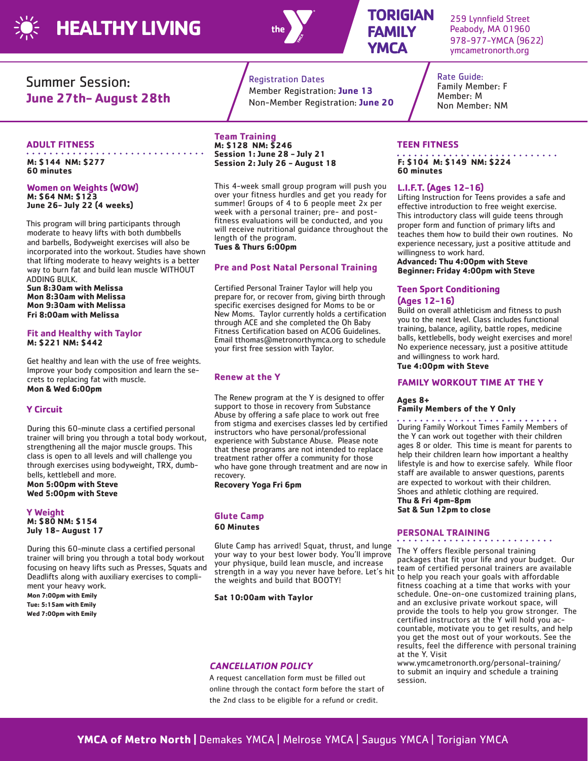# HEALTHY LIVING

**TORIGIAN FAMILY YMCA**

259 Lynnfield Street
Peabody, MA 01960
978-977-YMCA (9622)
ymcametronorth.org

## Summer Session: June 27th- August 28th

Registration Dates
Member Registration: **June 13**
Non-Member Registration: **June 20**

Rate Guide:
Family Member: F
Member: M
Non Member: NM

## ADULT FITNESS

**M: $144 NM: $277**
**60 minutes**

### Women on Weights (WOW)

**M: $64 NM: $123**
**June 26- July 22 (4 weeks)**

This program will bring participants through moderate to heavy lifts with both dumbbells and barbells, Bodyweight exercises will also be incorporated into the workout. Studies have shown that lifting moderate to heavy weights is a better way to burn fat and build lean muscle WITHOUT ADDING BULK.

**Sun 8:30am with Melissa**
**Mon 8:30am with Melissa**
**Mon 9:30am with Melissa**
**Fri 8:00am with Melissa**

### Fit and Healthy with Taylor

**M: $221 NM: $442**

Get healthy and lean with the use of free weights. Improve your body composition and learn the secrets to replacing fat with muscle.

**Mon & Wed 6:00pm**

### Y Circuit

During this 60-minute class a certified personal trainer will bring you through a total body workout, strengthening all the major muscle groups. This class is open to all levels and will challenge you through exercises using bodyweight, TRX, dumbbells, kettlebell and more.

**Mon 5:00pm with Steve**
**Wed 5:00pm with Steve**

### Y Weight

**M: $80 NM: $154**
**July 18- August 17**

During this 60-minute class a certified personal trainer will bring you through a total body workout focusing on heavy lifts such as Presses, Squats and Deadlifts along with auxiliary exercises to compliment your heavy work.

**Mon 7:00pm with Emily**
**Tue: 5:15am with Emily**
**Wed 7:00pm with Emily**

### Team Training

**M: $128 NM: $246**
**Session 1: June 28 - July 21**
**Session 2: July 26 - August 18**

This 4-week small group program will push you over your fitness hurdles and get you ready for summer! Groups of 4 to 6 people meet 2x per week with a personal trainer; pre- and post-fitness evaluations will be conducted, and you will receive nutritional guidance throughout the length of the program.

**Tues & Thurs 6:00pm**

### Pre and Post Natal Personal Training

Certified Personal Trainer Taylor will help you prepare for, or recover from, giving birth through specific exercises designed for Moms to be or New Moms. Taylor currently holds a certification through ACE and she completed the Oh Baby Fitness Certification based on ACOG Guidelines. Email tthomas@metronorthymca.org to schedule your first free session with Taylor.

### Renew at the Y

The Renew program at the Y is designed to offer support to those in recovery from Substance Abuse by offering a safe place to work out free from stigma and exercises classes led by certified instructors who have personal/professional experience with Substance Abuse. Please note that these programs are not intended to replace treatment rather offer a community for those who have gone through treatment and are now in recovery.

**Recovery Yoga Fri 6pm**

### Glute Camp

**60 Minutes**

Glute Camp has arrived! Squat, thrust, and lunge your way to your best lower body. You'll improve your physique, build lean muscle, and increase strength in a way you never have before. Let's hit the weights and build that BOOTY!

**Sat 10:00am with Taylor**

### *CANCELLATION POLICY*

A request cancellation form must be filled out online through the contact form before the start of the 2nd class to be eligible for a refund or credit.

## TEEN FITNESS

**F: $104 M: $149 NM: $224**
**60 minutes**

### L.I.F.T. (Ages 12-16)

Lifting Instruction for Teens provides a safe and effective introduction to free weight exercise. This introductory class will guide teens through proper form and function of primary lifts and teaches them how to build their own routines. No experience necessary, just a positive attitude and willingness to work hard.

**Advanced: Thu 4:00pm with Steve**
**Beginner: Friday 4:00pm with Steve**

### Teen Sport Conditioning (Ages 12-16)

Build on overall athleticism and fitness to push you to the next level. Class includes functional training, balance, agility, battle ropes, medicine balls, kettlebells, body weight exercises and more! No experience necessary, just a positive attitude and willingness to work hard.

**Tue 4:00pm with Steve**

## FAMILY WORKOUT TIME AT THE Y

**Ages 8+**
**Family Members of the Y Only**

During Family Workout Times Family Members of the Y can work out together with their children ages 8 or older. This time is meant for parents to help their children learn how important a healthy lifestyle is and how to exercise safely. While floor staff are available to answer questions, parents are expected to workout with their children. Shoes and athletic clothing are required.

**Thu & Fri 4pm-8pm**
**Sat & Sun 12pm to close**

## PERSONAL TRAINING

The Y offers flexible personal training packages that fit your life and your budget. Our team of certified personal trainers are available to help you reach your goals with affordable fitness coaching at a time that works with your schedule. One-on-one customized training plans, and an exclusive private workout space, will provide the tools to help you grow stronger. The certified instructors at the Y will hold you accountable, motivate you to get results, and help you get the most out of your workouts. See the results, feel the difference with personal training at the Y. Visit www.ymcametronorth.org/personal-training/ to submit an inquiry and schedule a training session.

**YMCA of Metro North** | Demakes YMCA | Melrose YMCA | Saugus YMCA | Torigian YMCA